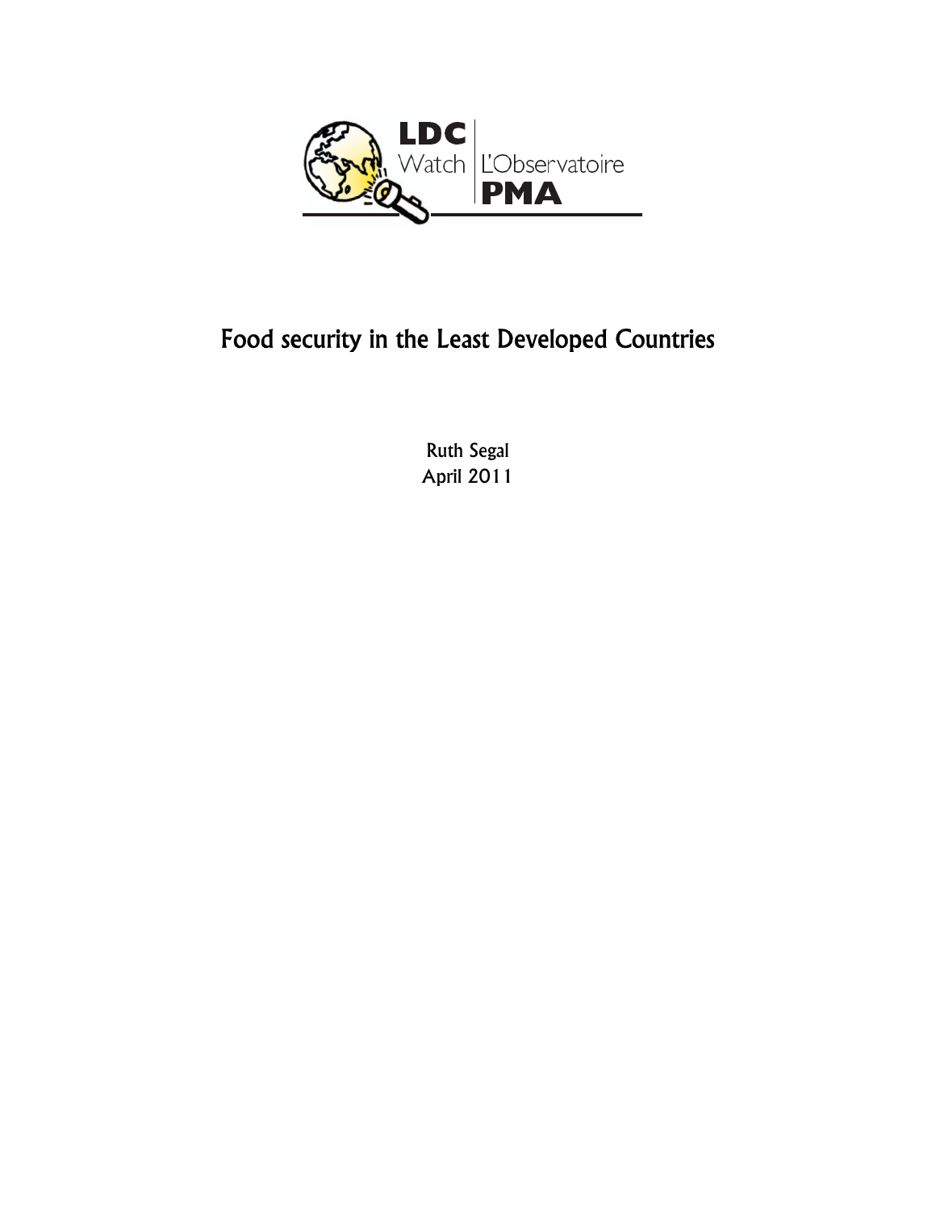LDC Watch | L'Observatoire PMA

# Food security in the Least Developed Countries

Ruth Segal
April 2011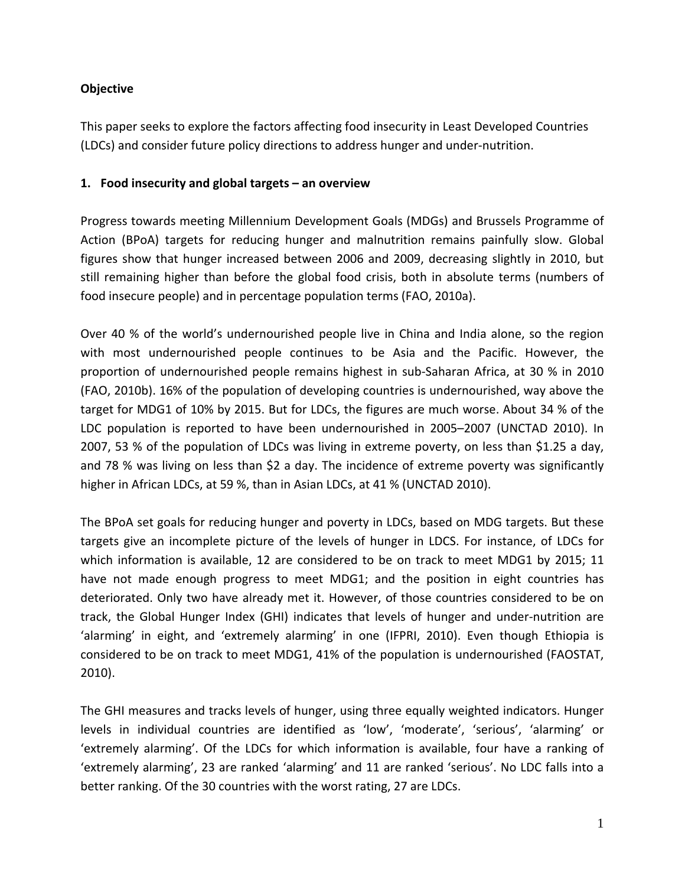**Objective**

This paper seeks to explore the factors affecting food insecurity in Least Developed Countries (LDCs) and consider future policy directions to address hunger and under-nutrition.

## 1. Food insecurity and global targets – an overview

Progress towards meeting Millennium Development Goals (MDGs) and Brussels Programme of Action (BPoA) targets for reducing hunger and malnutrition remains painfully slow. Global figures show that hunger increased between 2006 and 2009, decreasing slightly in 2010, but still remaining higher than before the global food crisis, both in absolute terms (numbers of food insecure people) and in percentage population terms (FAO, 2010a).

Over 40 % of the world's undernourished people live in China and India alone, so the region with most undernourished people continues to be Asia and the Pacific. However, the proportion of undernourished people remains highest in sub-Saharan Africa, at 30 % in 2010 (FAO, 2010b). 16% of the population of developing countries is undernourished, way above the target for MDG1 of 10% by 2015. But for LDCs, the figures are much worse. About 34 % of the LDC population is reported to have been undernourished in 2005–2007 (UNCTAD 2010). In 2007, 53 % of the population of LDCs was living in extreme poverty, on less than $1.25 a day, and 78 % was living on less than $2 a day. The incidence of extreme poverty was significantly higher in African LDCs, at 59 %, than in Asian LDCs, at 41 % (UNCTAD 2010).

The BPoA set goals for reducing hunger and poverty in LDCs, based on MDG targets. But these targets give an incomplete picture of the levels of hunger in LDCS. For instance, of LDCs for which information is available, 12 are considered to be on track to meet MDG1 by 2015; 11 have not made enough progress to meet MDG1; and the position in eight countries has deteriorated. Only two have already met it. However, of those countries considered to be on track, the Global Hunger Index (GHI) indicates that levels of hunger and under-nutrition are 'alarming' in eight, and 'extremely alarming' in one (IFPRI, 2010). Even though Ethiopia is considered to be on track to meet MDG1, 41% of the population is undernourished (FAOSTAT, 2010).

The GHI measures and tracks levels of hunger, using three equally weighted indicators. Hunger levels in individual countries are identified as 'low', 'moderate', 'serious', 'alarming' or 'extremely alarming'. Of the LDCs for which information is available, four have a ranking of 'extremely alarming', 23 are ranked 'alarming' and 11 are ranked 'serious'. No LDC falls into a better ranking. Of the 30 countries with the worst rating, 27 are LDCs.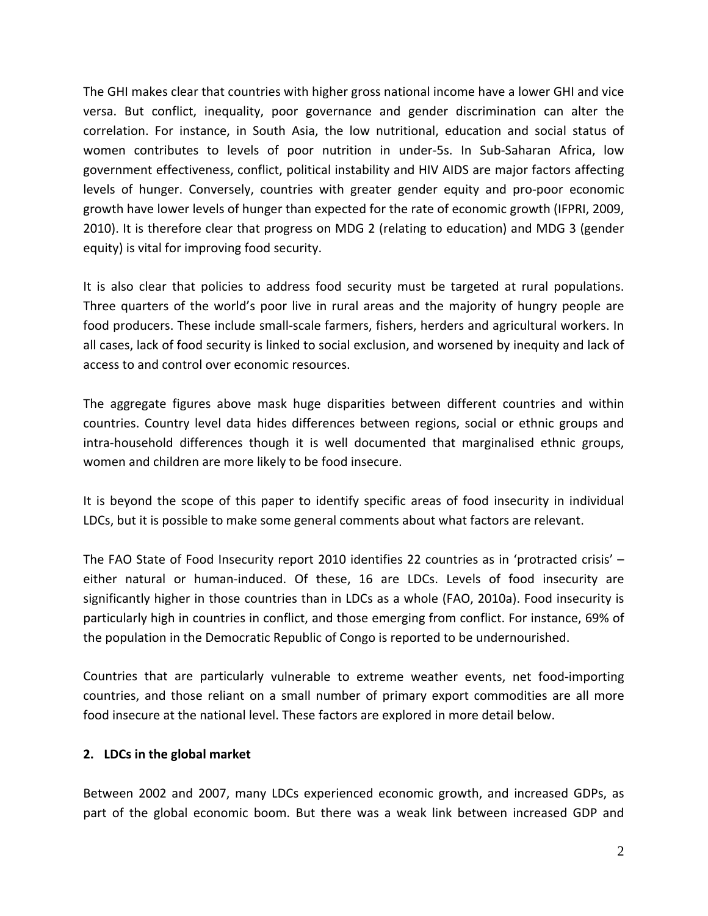The GHI makes clear that countries with higher gross national income have a lower GHI and vice versa. But conflict, inequality, poor governance and gender discrimination can alter the correlation. For instance, in South Asia, the low nutritional, education and social status of women contributes to levels of poor nutrition in under-5s. In Sub-Saharan Africa, low government effectiveness, conflict, political instability and HIV AIDS are major factors affecting levels of hunger. Conversely, countries with greater gender equity and pro-poor economic growth have lower levels of hunger than expected for the rate of economic growth (IFPRI, 2009, 2010). It is therefore clear that progress on MDG 2 (relating to education) and MDG 3 (gender equity) is vital for improving food security.

It is also clear that policies to address food security must be targeted at rural populations. Three quarters of the world's poor live in rural areas and the majority of hungry people are food producers. These include small-scale farmers, fishers, herders and agricultural workers. In all cases, lack of food security is linked to social exclusion, and worsened by inequity and lack of access to and control over economic resources.

The aggregate figures above mask huge disparities between different countries and within countries. Country level data hides differences between regions, social or ethnic groups and intra-household differences though it is well documented that marginalised ethnic groups, women and children are more likely to be food insecure.

It is beyond the scope of this paper to identify specific areas of food insecurity in individual LDCs, but it is possible to make some general comments about what factors are relevant.

The FAO State of Food Insecurity report 2010 identifies 22 countries as in 'protracted crisis' – either natural or human-induced. Of these, 16 are LDCs. Levels of food insecurity are significantly higher in those countries than in LDCs as a whole (FAO, 2010a). Food insecurity is particularly high in countries in conflict, and those emerging from conflict. For instance, 69% of the population in the Democratic Republic of Congo is reported to be undernourished.

Countries that are particularly vulnerable to extreme weather events, net food-importing countries, and those reliant on a small number of primary export commodities are all more food insecure at the national level. These factors are explored in more detail below.

## 2. LDCs in the global market

Between 2002 and 2007, many LDCs experienced economic growth, and increased GDPs, as part of the global economic boom. But there was a weak link between increased GDP and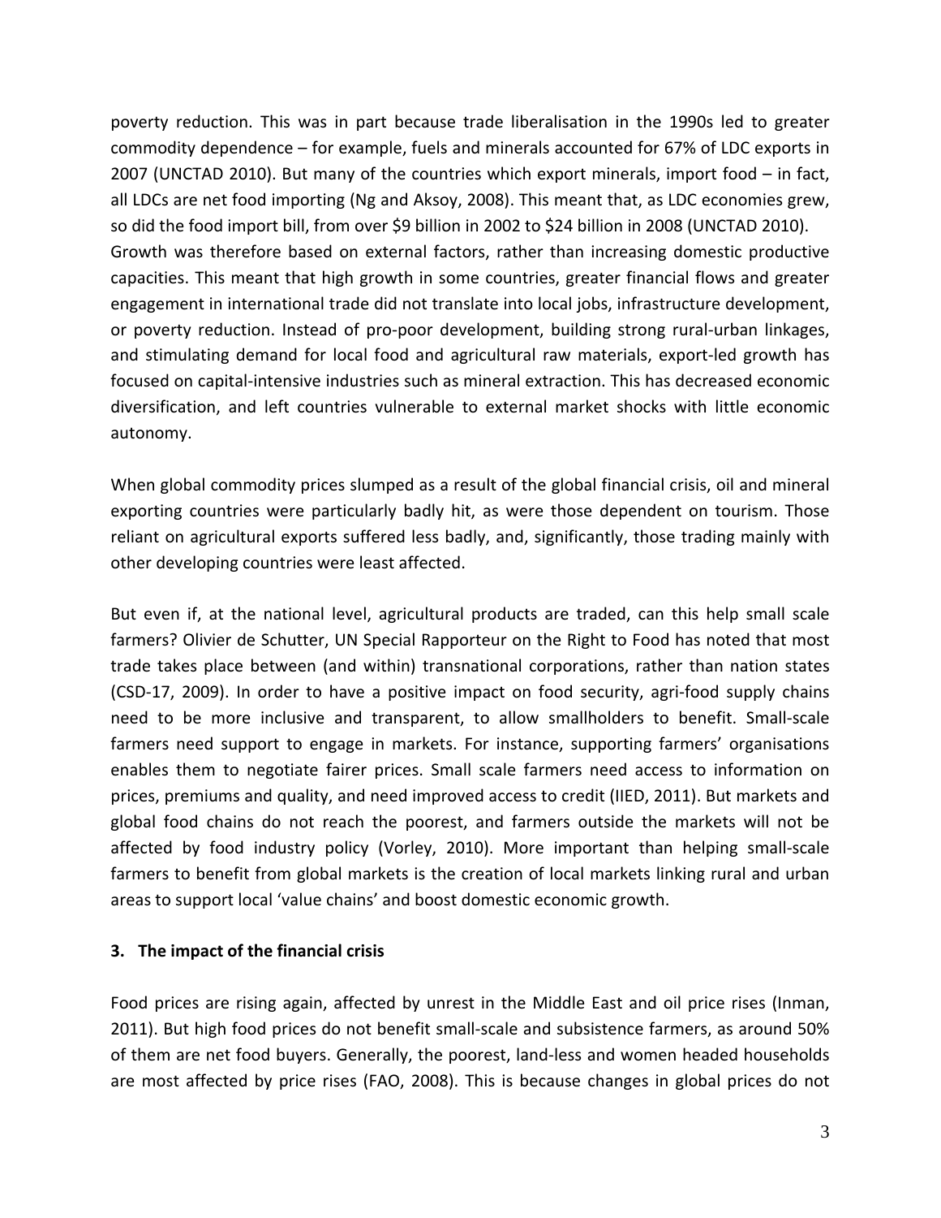poverty reduction. This was in part because trade liberalisation in the 1990s led to greater commodity dependence – for example, fuels and minerals accounted for 67% of LDC exports in 2007 (UNCTAD 2010). But many of the countries which export minerals, import food – in fact, all LDCs are net food importing (Ng and Aksoy, 2008). This meant that, as LDC economies grew, so did the food import bill, from over $9 billion in 2002 to $24 billion in 2008 (UNCTAD 2010).
Growth was therefore based on external factors, rather than increasing domestic productive capacities. This meant that high growth in some countries, greater financial flows and greater engagement in international trade did not translate into local jobs, infrastructure development, or poverty reduction. Instead of pro-poor development, building strong rural-urban linkages, and stimulating demand for local food and agricultural raw materials, export-led growth has focused on capital-intensive industries such as mineral extraction. This has decreased economic diversification, and left countries vulnerable to external market shocks with little economic autonomy.

When global commodity prices slumped as a result of the global financial crisis, oil and mineral exporting countries were particularly badly hit, as were those dependent on tourism. Those reliant on agricultural exports suffered less badly, and, significantly, those trading mainly with other developing countries were least affected.

But even if, at the national level, agricultural products are traded, can this help small scale farmers? Olivier de Schutter, UN Special Rapporteur on the Right to Food has noted that most trade takes place between (and within) transnational corporations, rather than nation states (CSD-17, 2009). In order to have a positive impact on food security, agri-food supply chains need to be more inclusive and transparent, to allow smallholders to benefit. Small-scale farmers need support to engage in markets. For instance, supporting farmers' organisations enables them to negotiate fairer prices. Small scale farmers need access to information on prices, premiums and quality, and need improved access to credit (IIED, 2011). But markets and global food chains do not reach the poorest, and farmers outside the markets will not be affected by food industry policy (Vorley, 2010). More important than helping small-scale farmers to benefit from global markets is the creation of local markets linking rural and urban areas to support local 'value chains' and boost domestic economic growth.

## 3. The impact of the financial crisis

Food prices are rising again, affected by unrest in the Middle East and oil price rises (Inman, 2011). But high food prices do not benefit small-scale and subsistence farmers, as around 50% of them are net food buyers. Generally, the poorest, land-less and women headed households are most affected by price rises (FAO, 2008). This is because changes in global prices do not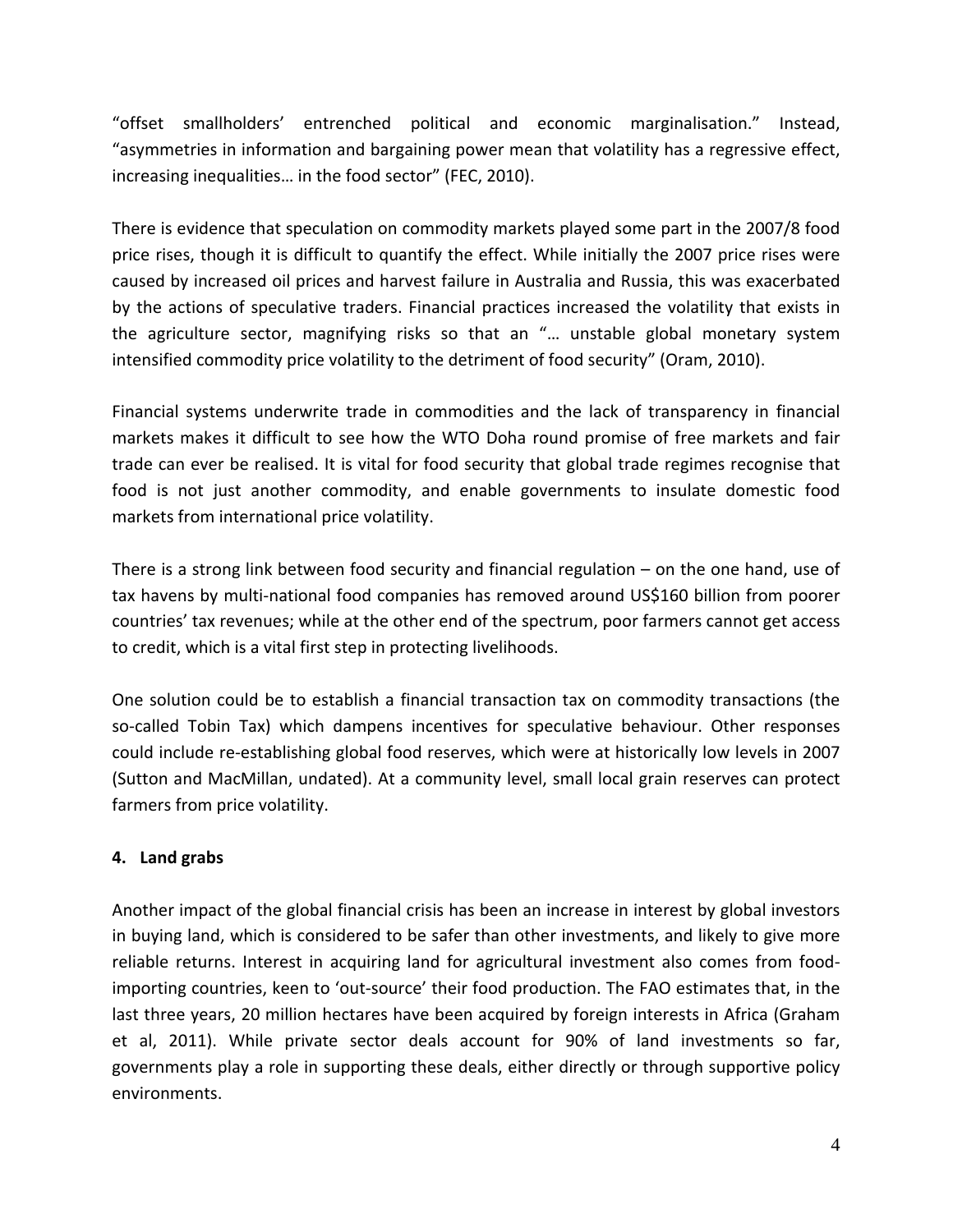"offset smallholders' entrenched political and economic marginalisation." Instead, "asymmetries in information and bargaining power mean that volatility has a regressive effect, increasing inequalities… in the food sector" (FEC, 2010).

There is evidence that speculation on commodity markets played some part in the 2007/8 food price rises, though it is difficult to quantify the effect. While initially the 2007 price rises were caused by increased oil prices and harvest failure in Australia and Russia, this was exacerbated by the actions of speculative traders. Financial practices increased the volatility that exists in the agriculture sector, magnifying risks so that an "… unstable global monetary system intensified commodity price volatility to the detriment of food security" (Oram, 2010).

Financial systems underwrite trade in commodities and the lack of transparency in financial markets makes it difficult to see how the WTO Doha round promise of free markets and fair trade can ever be realised. It is vital for food security that global trade regimes recognise that food is not just another commodity, and enable governments to insulate domestic food markets from international price volatility.

There is a strong link between food security and financial regulation – on the one hand, use of tax havens by multi-national food companies has removed around US$160 billion from poorer countries' tax revenues; while at the other end of the spectrum, poor farmers cannot get access to credit, which is a vital first step in protecting livelihoods.

One solution could be to establish a financial transaction tax on commodity transactions (the so-called Tobin Tax) which dampens incentives for speculative behaviour. Other responses could include re-establishing global food reserves, which were at historically low levels in 2007 (Sutton and MacMillan, undated). At a community level, small local grain reserves can protect farmers from price volatility.

## 4. Land grabs

Another impact of the global financial crisis has been an increase in interest by global investors in buying land, which is considered to be safer than other investments, and likely to give more reliable returns. Interest in acquiring land for agricultural investment also comes from food-importing countries, keen to 'out-source' their food production. The FAO estimates that, in the last three years, 20 million hectares have been acquired by foreign interests in Africa (Graham et al, 2011). While private sector deals account for 90% of land investments so far, governments play a role in supporting these deals, either directly or through supportive policy environments.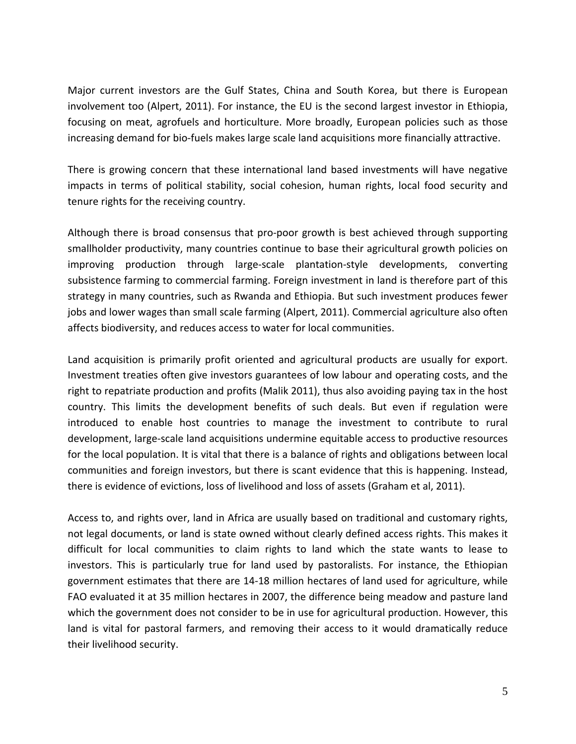Major current investors are the Gulf States, China and South Korea, but there is European involvement too (Alpert, 2011). For instance, the EU is the second largest investor in Ethiopia, focusing on meat, agrofuels and horticulture. More broadly, European policies such as those increasing demand for bio-fuels makes large scale land acquisitions more financially attractive.

There is growing concern that these international land based investments will have negative impacts in terms of political stability, social cohesion, human rights, local food security and tenure rights for the receiving country.

Although there is broad consensus that pro-poor growth is best achieved through supporting smallholder productivity, many countries continue to base their agricultural growth policies on improving production through large-scale plantation-style developments, converting subsistence farming to commercial farming. Foreign investment in land is therefore part of this strategy in many countries, such as Rwanda and Ethiopia. But such investment produces fewer jobs and lower wages than small scale farming (Alpert, 2011). Commercial agriculture also often affects biodiversity, and reduces access to water for local communities.

Land acquisition is primarily profit oriented and agricultural products are usually for export. Investment treaties often give investors guarantees of low labour and operating costs, and the right to repatriate production and profits (Malik 2011), thus also avoiding paying tax in the host country. This limits the development benefits of such deals. But even if regulation were introduced to enable host countries to manage the investment to contribute to rural development, large-scale land acquisitions undermine equitable access to productive resources for the local population. It is vital that there is a balance of rights and obligations between local communities and foreign investors, but there is scant evidence that this is happening. Instead, there is evidence of evictions, loss of livelihood and loss of assets (Graham et al, 2011).

Access to, and rights over, land in Africa are usually based on traditional and customary rights, not legal documents, or land is state owned without clearly defined access rights. This makes it difficult for local communities to claim rights to land which the state wants to lease to investors. This is particularly true for land used by pastoralists. For instance, the Ethiopian government estimates that there are 14-18 million hectares of land used for agriculture, while FAO evaluated it at 35 million hectares in 2007, the difference being meadow and pasture land which the government does not consider to be in use for agricultural production. However, this land is vital for pastoral farmers, and removing their access to it would dramatically reduce their livelihood security.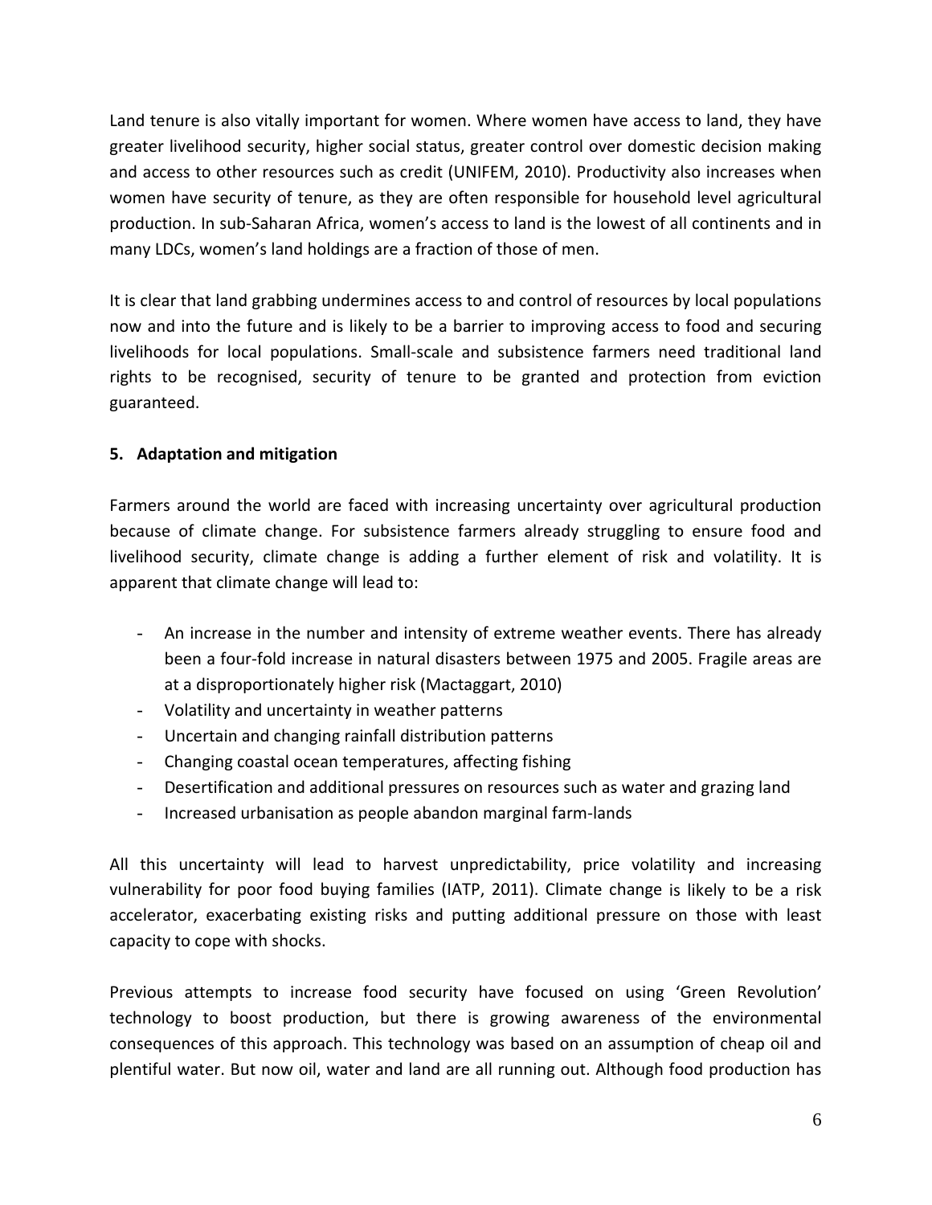Land tenure is also vitally important for women. Where women have access to land, they have greater livelihood security, higher social status, greater control over domestic decision making and access to other resources such as credit (UNIFEM, 2010). Productivity also increases when women have security of tenure, as they are often responsible for household level agricultural production. In sub-Saharan Africa, women's access to land is the lowest of all continents and in many LDCs, women's land holdings are a fraction of those of men.

It is clear that land grabbing undermines access to and control of resources by local populations now and into the future and is likely to be a barrier to improving access to food and securing livelihoods for local populations. Small-scale and subsistence farmers need traditional land rights to be recognised, security of tenure to be granted and protection from eviction guaranteed.

## 5. Adaptation and mitigation

Farmers around the world are faced with increasing uncertainty over agricultural production because of climate change. For subsistence farmers already struggling to ensure food and livelihood security, climate change is adding a further element of risk and volatility. It is apparent that climate change will lead to:

- An increase in the number and intensity of extreme weather events. There has already been a four-fold increase in natural disasters between 1975 and 2005. Fragile areas are at a disproportionately higher risk (Mactaggart, 2010)
- Volatility and uncertainty in weather patterns
- Uncertain and changing rainfall distribution patterns
- Changing coastal ocean temperatures, affecting fishing
- Desertification and additional pressures on resources such as water and grazing land
- Increased urbanisation as people abandon marginal farm-lands

All this uncertainty will lead to harvest unpredictability, price volatility and increasing vulnerability for poor food buying families (IATP, 2011). Climate change is likely to be a risk accelerator, exacerbating existing risks and putting additional pressure on those with least capacity to cope with shocks.

Previous attempts to increase food security have focused on using 'Green Revolution' technology to boost production, but there is growing awareness of the environmental consequences of this approach. This technology was based on an assumption of cheap oil and plentiful water. But now oil, water and land are all running out. Although food production has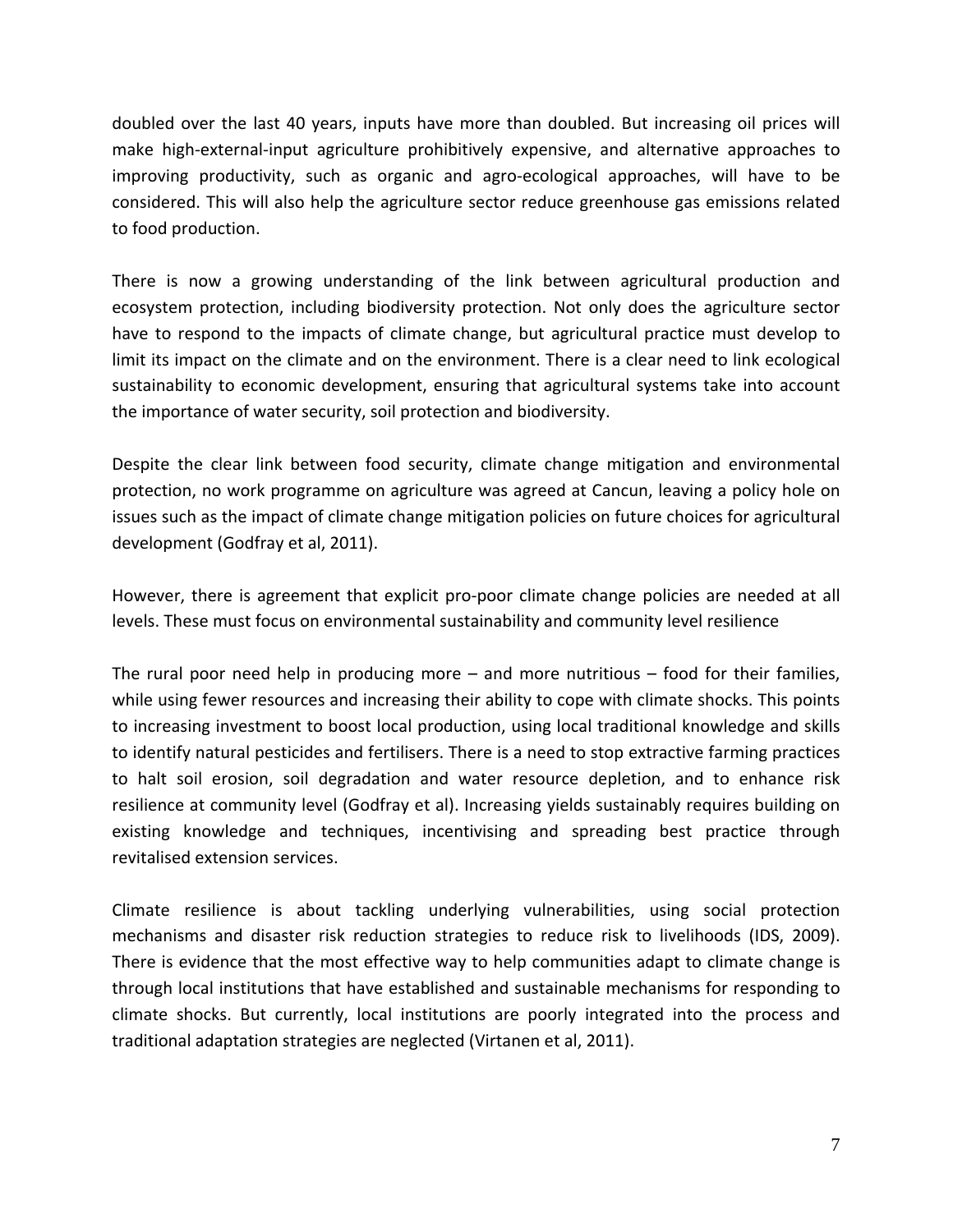doubled over the last 40 years, inputs have more than doubled. But increasing oil prices will make high-external-input agriculture prohibitively expensive, and alternative approaches to improving productivity, such as organic and agro-ecological approaches, will have to be considered. This will also help the agriculture sector reduce greenhouse gas emissions related to food production.

There is now a growing understanding of the link between agricultural production and ecosystem protection, including biodiversity protection. Not only does the agriculture sector have to respond to the impacts of climate change, but agricultural practice must develop to limit its impact on the climate and on the environment. There is a clear need to link ecological sustainability to economic development, ensuring that agricultural systems take into account the importance of water security, soil protection and biodiversity.

Despite the clear link between food security, climate change mitigation and environmental protection, no work programme on agriculture was agreed at Cancun, leaving a policy hole on issues such as the impact of climate change mitigation policies on future choices for agricultural development (Godfray et al, 2011).

However, there is agreement that explicit pro-poor climate change policies are needed at all levels. These must focus on environmental sustainability and community level resilience

The rural poor need help in producing more – and more nutritious – food for their families, while using fewer resources and increasing their ability to cope with climate shocks. This points to increasing investment to boost local production, using local traditional knowledge and skills to identify natural pesticides and fertilisers. There is a need to stop extractive farming practices to halt soil erosion, soil degradation and water resource depletion, and to enhance risk resilience at community level (Godfray et al). Increasing yields sustainably requires building on existing knowledge and techniques, incentivising and spreading best practice through revitalised extension services.

Climate resilience is about tackling underlying vulnerabilities, using social protection mechanisms and disaster risk reduction strategies to reduce risk to livelihoods (IDS, 2009). There is evidence that the most effective way to help communities adapt to climate change is through local institutions that have established and sustainable mechanisms for responding to climate shocks. But currently, local institutions are poorly integrated into the process and traditional adaptation strategies are neglected (Virtanen et al, 2011).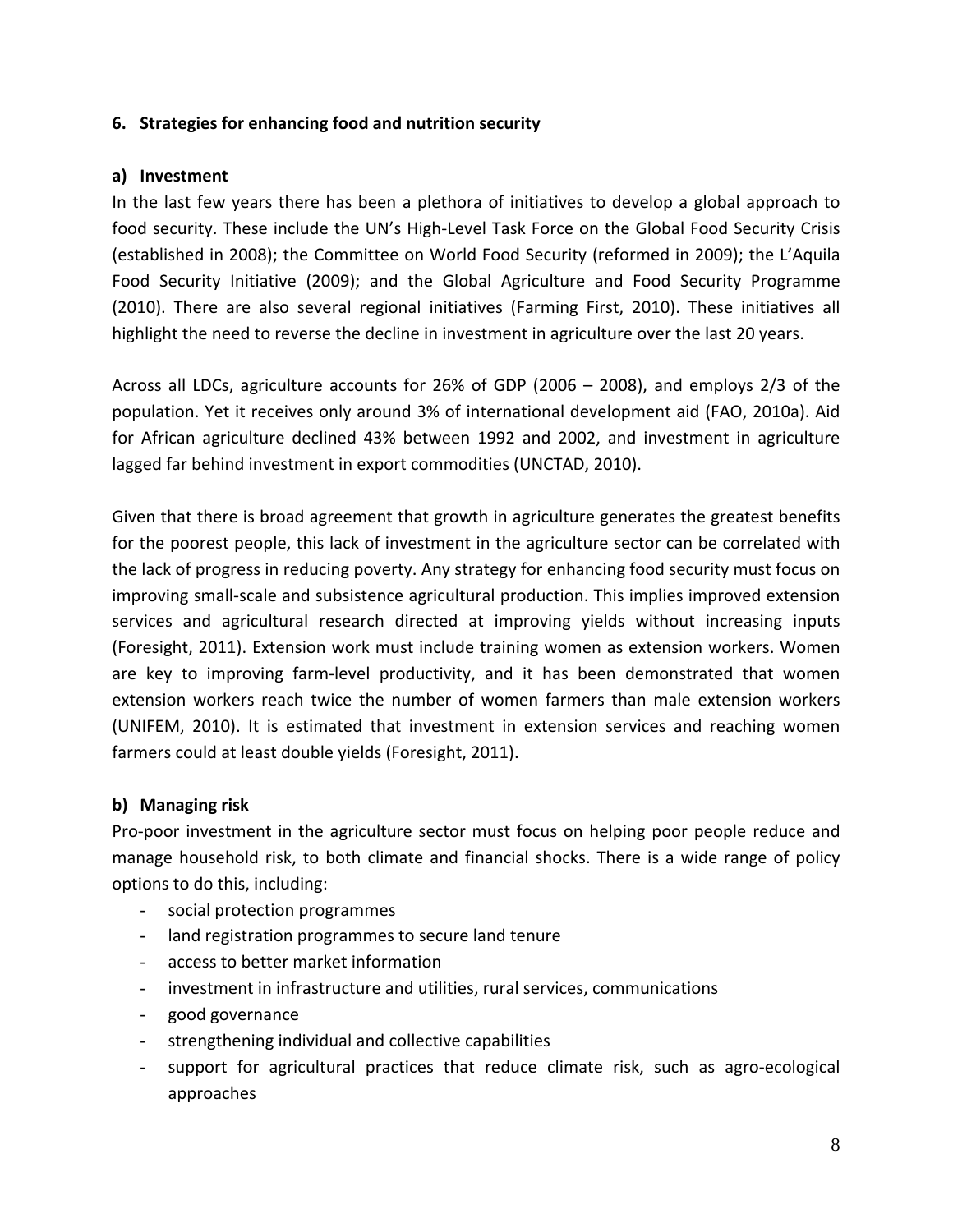## 6. Strategies for enhancing food and nutrition security

### a) Investment

In the last few years there has been a plethora of initiatives to develop a global approach to food security. These include the UN's High-Level Task Force on the Global Food Security Crisis (established in 2008); the Committee on World Food Security (reformed in 2009); the L'Aquila Food Security Initiative (2009); and the Global Agriculture and Food Security Programme (2010). There are also several regional initiatives (Farming First, 2010). These initiatives all highlight the need to reverse the decline in investment in agriculture over the last 20 years.

Across all LDCs, agriculture accounts for 26% of GDP (2006 – 2008), and employs 2/3 of the population. Yet it receives only around 3% of international development aid (FAO, 2010a). Aid for African agriculture declined 43% between 1992 and 2002, and investment in agriculture lagged far behind investment in export commodities (UNCTAD, 2010).

Given that there is broad agreement that growth in agriculture generates the greatest benefits for the poorest people, this lack of investment in the agriculture sector can be correlated with the lack of progress in reducing poverty. Any strategy for enhancing food security must focus on improving small-scale and subsistence agricultural production. This implies improved extension services and agricultural research directed at improving yields without increasing inputs (Foresight, 2011). Extension work must include training women as extension workers. Women are key to improving farm-level productivity, and it has been demonstrated that women extension workers reach twice the number of women farmers than male extension workers (UNIFEM, 2010). It is estimated that investment in extension services and reaching women farmers could at least double yields (Foresight, 2011).

### b) Managing risk

Pro-poor investment in the agriculture sector must focus on helping poor people reduce and manage household risk, to both climate and financial shocks. There is a wide range of policy options to do this, including:

- social protection programmes
- land registration programmes to secure land tenure
- access to better market information
- investment in infrastructure and utilities, rural services, communications
- good governance
- strengthening individual and collective capabilities
- support for agricultural practices that reduce climate risk, such as agro-ecological approaches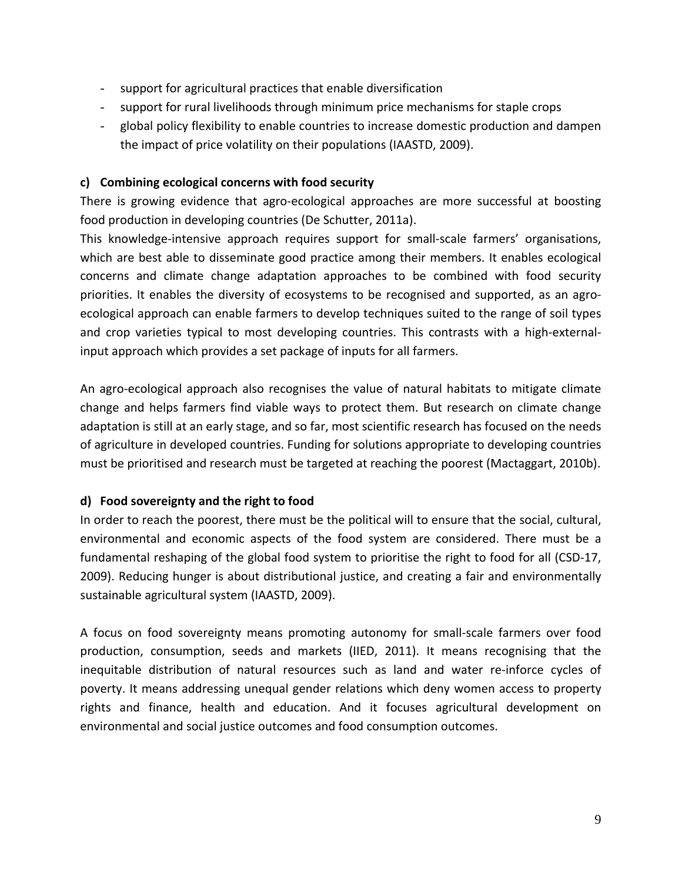- support for agricultural practices that enable diversification
- support for rural livelihoods through minimum price mechanisms for staple crops
- global policy flexibility to enable countries to increase domestic production and dampen the impact of price volatility on their populations (IAASTD, 2009).

**c) Combining ecological concerns with food security**

There is growing evidence that agro-ecological approaches are more successful at boosting food production in developing countries (De Schutter, 2011a).

This knowledge-intensive approach requires support for small-scale farmers' organisations, which are best able to disseminate good practice among their members. It enables ecological concerns and climate change adaptation approaches to be combined with food security priorities. It enables the diversity of ecosystems to be recognised and supported, as an agro-ecological approach can enable farmers to develop techniques suited to the range of soil types and crop varieties typical to most developing countries. This contrasts with a high-external-input approach which provides a set package of inputs for all farmers.

An agro-ecological approach also recognises the value of natural habitats to mitigate climate change and helps farmers find viable ways to protect them. But research on climate change adaptation is still at an early stage, and so far, most scientific research has focused on the needs of agriculture in developed countries. Funding for solutions appropriate to developing countries must be prioritised and research must be targeted at reaching the poorest (Mactaggart, 2010b).

**d) Food sovereignty and the right to food**

In order to reach the poorest, there must be the political will to ensure that the social, cultural, environmental and economic aspects of the food system are considered. There must be a fundamental reshaping of the global food system to prioritise the right to food for all (CSD-17, 2009). Reducing hunger is about distributional justice, and creating a fair and environmentally sustainable agricultural system (IAASTD, 2009).

A focus on food sovereignty means promoting autonomy for small-scale farmers over food production, consumption, seeds and markets (IIED, 2011). It means recognising that the inequitable distribution of natural resources such as land and water re-inforce cycles of poverty. It means addressing unequal gender relations which deny women access to property rights and finance, health and education. And it focuses agricultural development on environmental and social justice outcomes and food consumption outcomes.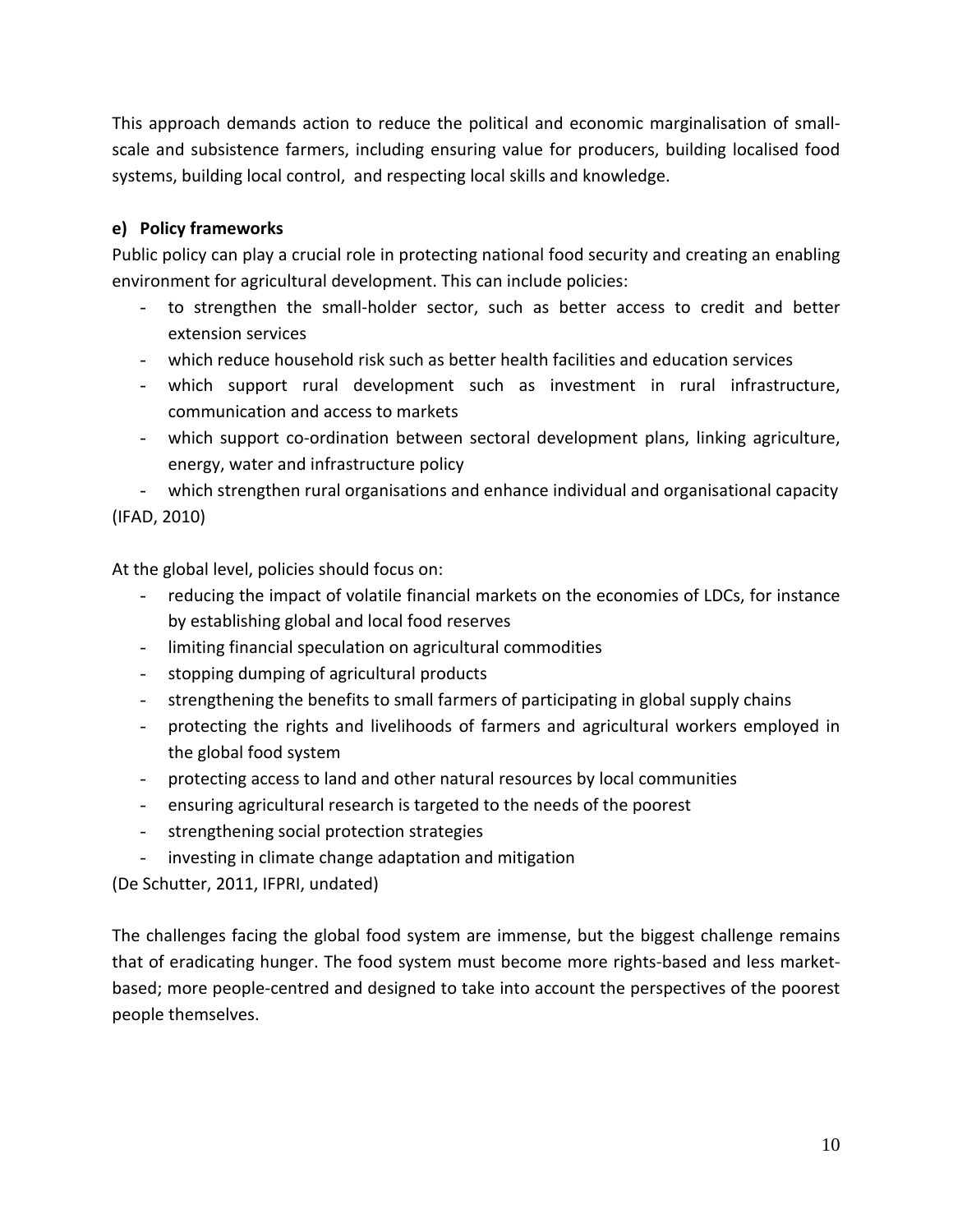This approach demands action to reduce the political and economic marginalisation of small-scale and subsistence farmers, including ensuring value for producers, building localised food systems, building local control, and respecting local skills and knowledge.

**e) Policy frameworks**

Public policy can play a crucial role in protecting national food security and creating an enabling environment for agricultural development. This can include policies:

- to strengthen the small-holder sector, such as better access to credit and better extension services
- which reduce household risk such as better health facilities and education services
- which support rural development such as investment in rural infrastructure, communication and access to markets
- which support co-ordination between sectoral development plans, linking agriculture, energy, water and infrastructure policy
- which strengthen rural organisations and enhance individual and organisational capacity

(IFAD, 2010)

At the global level, policies should focus on:

- reducing the impact of volatile financial markets on the economies of LDCs, for instance by establishing global and local food reserves
- limiting financial speculation on agricultural commodities
- stopping dumping of agricultural products
- strengthening the benefits to small farmers of participating in global supply chains
- protecting the rights and livelihoods of farmers and agricultural workers employed in the global food system
- protecting access to land and other natural resources by local communities
- ensuring agricultural research is targeted to the needs of the poorest
- strengthening social protection strategies
- investing in climate change adaptation and mitigation

(De Schutter, 2011, IFPRI, undated)

The challenges facing the global food system are immense, but the biggest challenge remains that of eradicating hunger. The food system must become more rights-based and less market-based; more people-centred and designed to take into account the perspectives of the poorest people themselves.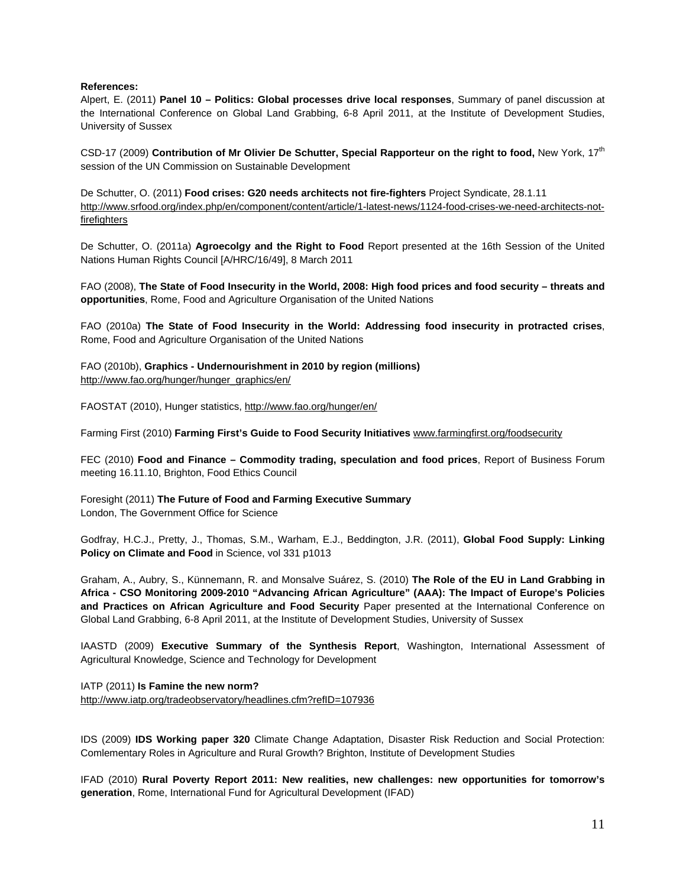**References:**

Alpert, E. (2011) **Panel 10 – Politics: Global processes drive local responses**, Summary of panel discussion at the International Conference on Global Land Grabbing, 6-8 April 2011, at the Institute of Development Studies, University of Sussex

CSD-17 (2009) **Contribution of Mr Olivier De Schutter, Special Rapporteur on the right to food,** New York, 17th session of the UN Commission on Sustainable Development

De Schutter, O. (2011) **Food crises: G20 needs architects not fire-fighters** Project Syndicate, 28.1.11 http://www.srfood.org/index.php/en/component/content/article/1-latest-news/1124-food-crises-we-need-architects-not-firefighters

De Schutter, O. (2011a) **Agroecolgy and the Right to Food** Report presented at the 16th Session of the United Nations Human Rights Council [A/HRC/16/49], 8 March 2011

FAO (2008), **The State of Food Insecurity in the World, 2008: High food prices and food security – threats and opportunities**, Rome, Food and Agriculture Organisation of the United Nations

FAO (2010a) **The State of Food Insecurity in the World: Addressing food insecurity in protracted crises**, Rome, Food and Agriculture Organisation of the United Nations

FAO (2010b), **Graphics - Undernourishment in 2010 by region (millions)**
http://www.fao.org/hunger/hunger_graphics/en/

FAOSTAT (2010), Hunger statistics, http://www.fao.org/hunger/en/

Farming First (2010) **Farming First's Guide to Food Security Initiatives** www.farmingfirst.org/foodsecurity

FEC (2010) **Food and Finance – Commodity trading, speculation and food prices**, Report of Business Forum meeting 16.11.10, Brighton, Food Ethics Council

Foresight (2011) **The Future of Food and Farming Executive Summary**
London, The Government Office for Science

Godfray, H.C.J., Pretty, J., Thomas, S.M., Warham, E.J., Beddington, J.R. (2011), **Global Food Supply: Linking Policy on Climate and Food** in Science, vol 331 p1013

Graham, A., Aubry, S., Künnemann, R. and Monsalve Suárez, S. (2010) **The Role of the EU in Land Grabbing in Africa - CSO Monitoring 2009-2010 "Advancing African Agriculture" (AAA): The Impact of Europe's Policies and Practices on African Agriculture and Food Security** Paper presented at the International Conference on Global Land Grabbing, 6-8 April 2011, at the Institute of Development Studies, University of Sussex

IAASTD (2009) **Executive Summary of the Synthesis Report**, Washington, International Assessment of Agricultural Knowledge, Science and Technology for Development

IATP (2011) **Is Famine the new norm?**
http://www.iatp.org/tradeobservatory/headlines.cfm?refID=107936

IDS (2009) **IDS Working paper 320** Climate Change Adaptation, Disaster Risk Reduction and Social Protection: Comlementary Roles in Agriculture and Rural Growth? Brighton, Institute of Development Studies

IFAD (2010) **Rural Poverty Report 2011: New realities, new challenges: new opportunities for tomorrow's generation**, Rome, International Fund for Agricultural Development (IFAD)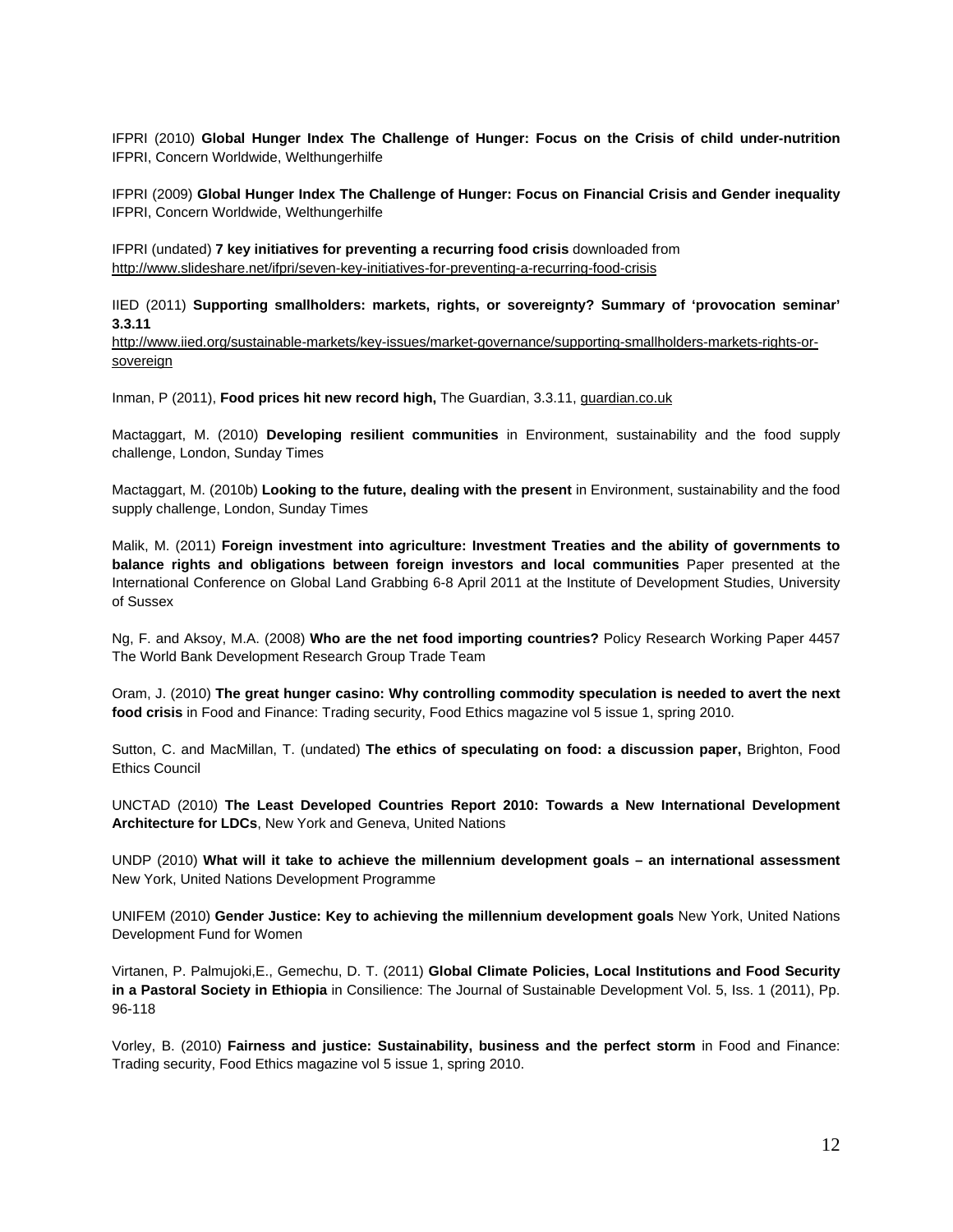IFPRI (2010) **Global Hunger Index The Challenge of Hunger: Focus on the Crisis of child under-nutrition** IFPRI, Concern Worldwide, Welthungerhilfe

IFPRI (2009) **Global Hunger Index The Challenge of Hunger: Focus on Financial Crisis and Gender inequality** IFPRI, Concern Worldwide, Welthungerhilfe

IFPRI (undated) **7 key initiatives for preventing a recurring food crisis** downloaded from http://www.slideshare.net/ifpri/seven-key-initiatives-for-preventing-a-recurring-food-crisis

IIED (2011) **Supporting smallholders: markets, rights, or sovereignty? Summary of 'provocation seminar' 3.3.11** http://www.iied.org/sustainable-markets/key-issues/market-governance/supporting-smallholders-markets-rights-or-sovereign

Inman, P (2011), **Food prices hit new record high,** The Guardian, 3.3.11, guardian.co.uk

Mactaggart, M. (2010) **Developing resilient communities** in Environment, sustainability and the food supply challenge, London, Sunday Times

Mactaggart, M. (2010b) **Looking to the future, dealing with the present** in Environment, sustainability and the food supply challenge, London, Sunday Times

Malik, M. (2011) **Foreign investment into agriculture: Investment Treaties and the ability of governments to balance rights and obligations between foreign investors and local communities** Paper presented at the International Conference on Global Land Grabbing 6-8 April 2011 at the Institute of Development Studies, University of Sussex

Ng, F. and Aksoy, M.A. (2008) **Who are the net food importing countries?** Policy Research Working Paper 4457 The World Bank Development Research Group Trade Team

Oram, J. (2010) **The great hunger casino: Why controlling commodity speculation is needed to avert the next food crisis** in Food and Finance: Trading security, Food Ethics magazine vol 5 issue 1, spring 2010.

Sutton, C. and MacMillan, T. (undated) **The ethics of speculating on food: a discussion paper,** Brighton, Food Ethics Council

UNCTAD (2010) **The Least Developed Countries Report 2010: Towards a New International Development Architecture for LDCs**, New York and Geneva, United Nations

UNDP (2010) **What will it take to achieve the millennium development goals – an international assessment** New York, United Nations Development Programme

UNIFEM (2010) **Gender Justice: Key to achieving the millennium development goals** New York, United Nations Development Fund for Women

Virtanen, P. Palmujoki,E., Gemechu, D. T. (2011) **Global Climate Policies, Local Institutions and Food Security in a Pastoral Society in Ethiopia** in Consilience: The Journal of Sustainable Development Vol. 5, Iss. 1 (2011), Pp. 96-118

Vorley, B. (2010) **Fairness and justice: Sustainability, business and the perfect storm** in Food and Finance: Trading security, Food Ethics magazine vol 5 issue 1, spring 2010.